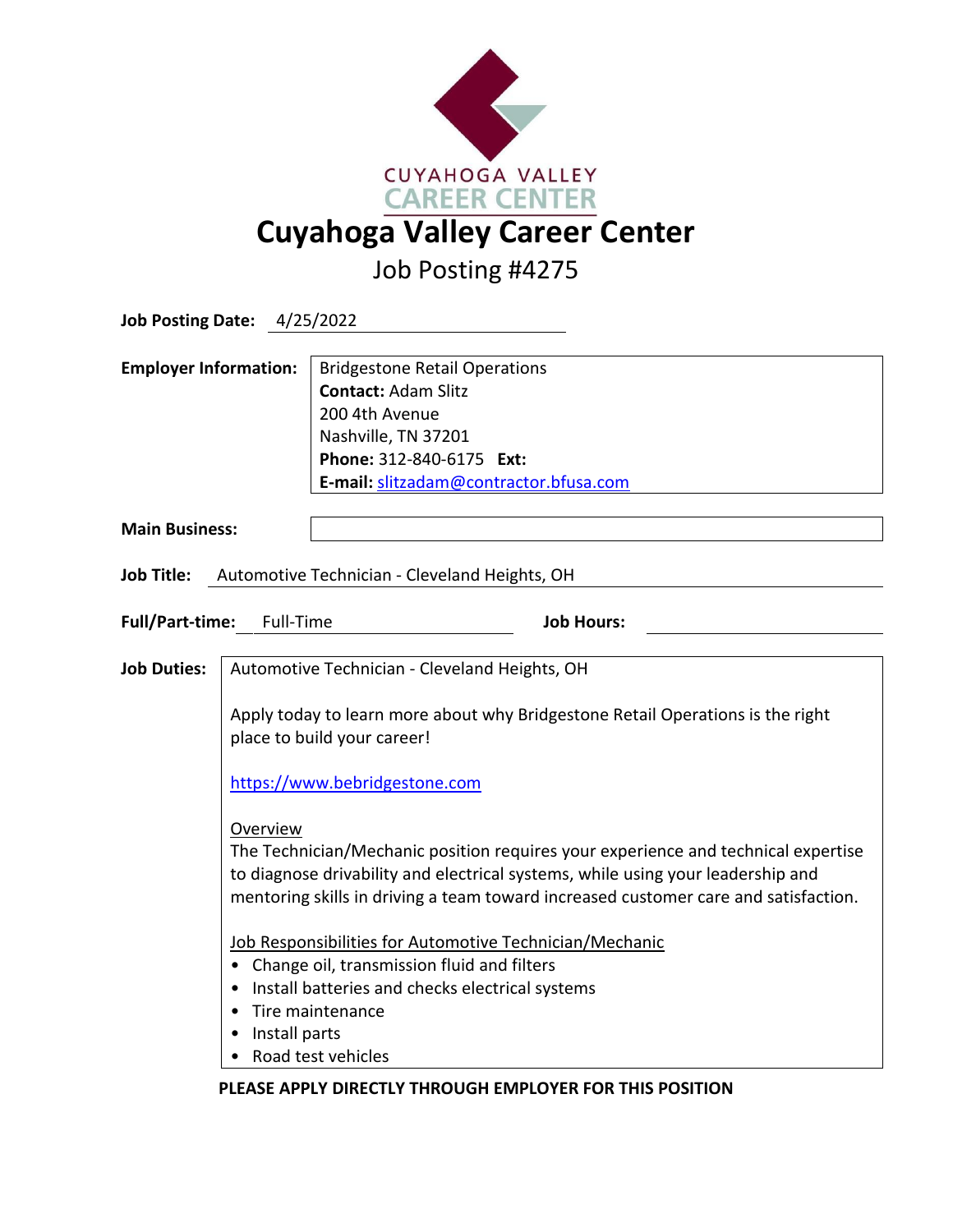# Cuyahoga Valley Career Center

## Job Posting #4275

**Job Posting Date:** 4/25/2022

**Employer Information:**
Bridgestone Retail Operations
**Contact:** Adam Slitz
200 4th Avenue
Nashville, TN 37201
**Phone:** 312-840-6175 **Ext:**
**E-mail:** slitzadam@contractor.bfusa.com

**Main Business:**

**Job Title:** Automotive Technician - Cleveland Heights, OH

**Full/Part-time:** Full-Time **Job Hours:**

**Job Duties:**

Automotive Technician - Cleveland Heights, OH

Apply today to learn more about why Bridgestone Retail Operations is the right place to build your career!

https://www.bebridgestone.com

Overview

The Technician/Mechanic position requires your experience and technical expertise to diagnose drivability and electrical systems, while using your leadership and mentoring skills in driving a team toward increased customer care and satisfaction.

Job Responsibilities for Automotive Technician/Mechanic

- Change oil, transmission fluid and filters
- Install batteries and checks electrical systems
- Tire maintenance
- Install parts
- Road test vehicles

**PLEASE APPLY DIRECTLY THROUGH EMPLOYER FOR THIS POSITION**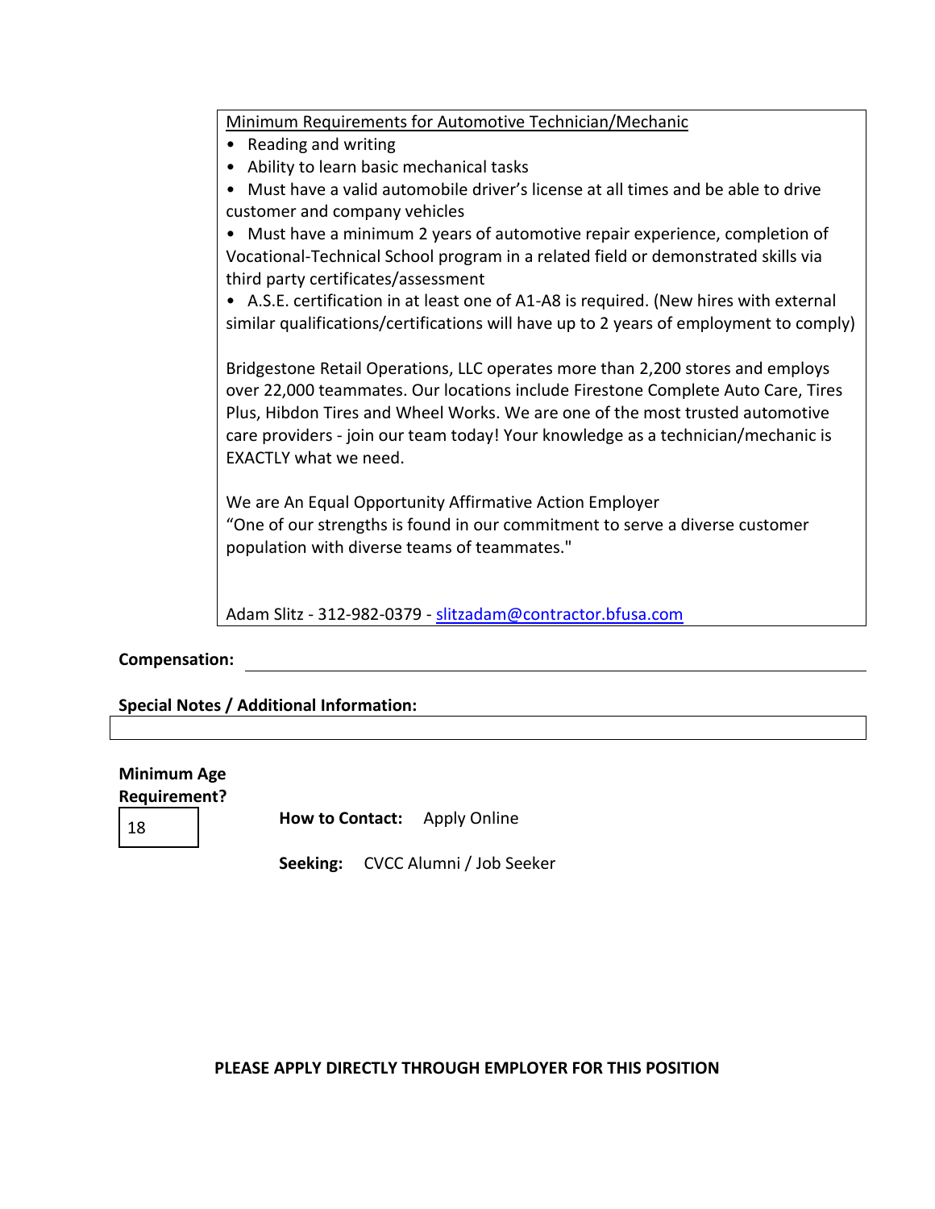Minimum Requirements for Automotive Technician/Mechanic

- Reading and writing
- Ability to learn basic mechanical tasks
- Must have a valid automobile driver's license at all times and be able to drive customer and company vehicles
- Must have a minimum 2 years of automotive repair experience, completion of Vocational-Technical School program in a related field or demonstrated skills via third party certificates/assessment
- A.S.E. certification in at least one of A1-A8 is required. (New hires with external similar qualifications/certifications will have up to 2 years of employment to comply)

Bridgestone Retail Operations, LLC operates more than 2,200 stores and employs over 22,000 teammates. Our locations include Firestone Complete Auto Care, Tires Plus, Hibdon Tires and Wheel Works. We are one of the most trusted automotive care providers - join our team today! Your knowledge as a technician/mechanic is EXACTLY what we need.

We are An Equal Opportunity Affirmative Action Employer
"One of our strengths is found in our commitment to serve a diverse customer population with diverse teams of teammates."

Adam Slitz - 312-982-0379 - slitzadam@contractor.bfusa.com

**Compensation:**

**Special Notes / Additional Information:**

**Minimum Age Requirement?**

18

**How to Contact:** Apply Online

**Seeking:** CVCC Alumni / Job Seeker

**PLEASE APPLY DIRECTLY THROUGH EMPLOYER FOR THIS POSITION**